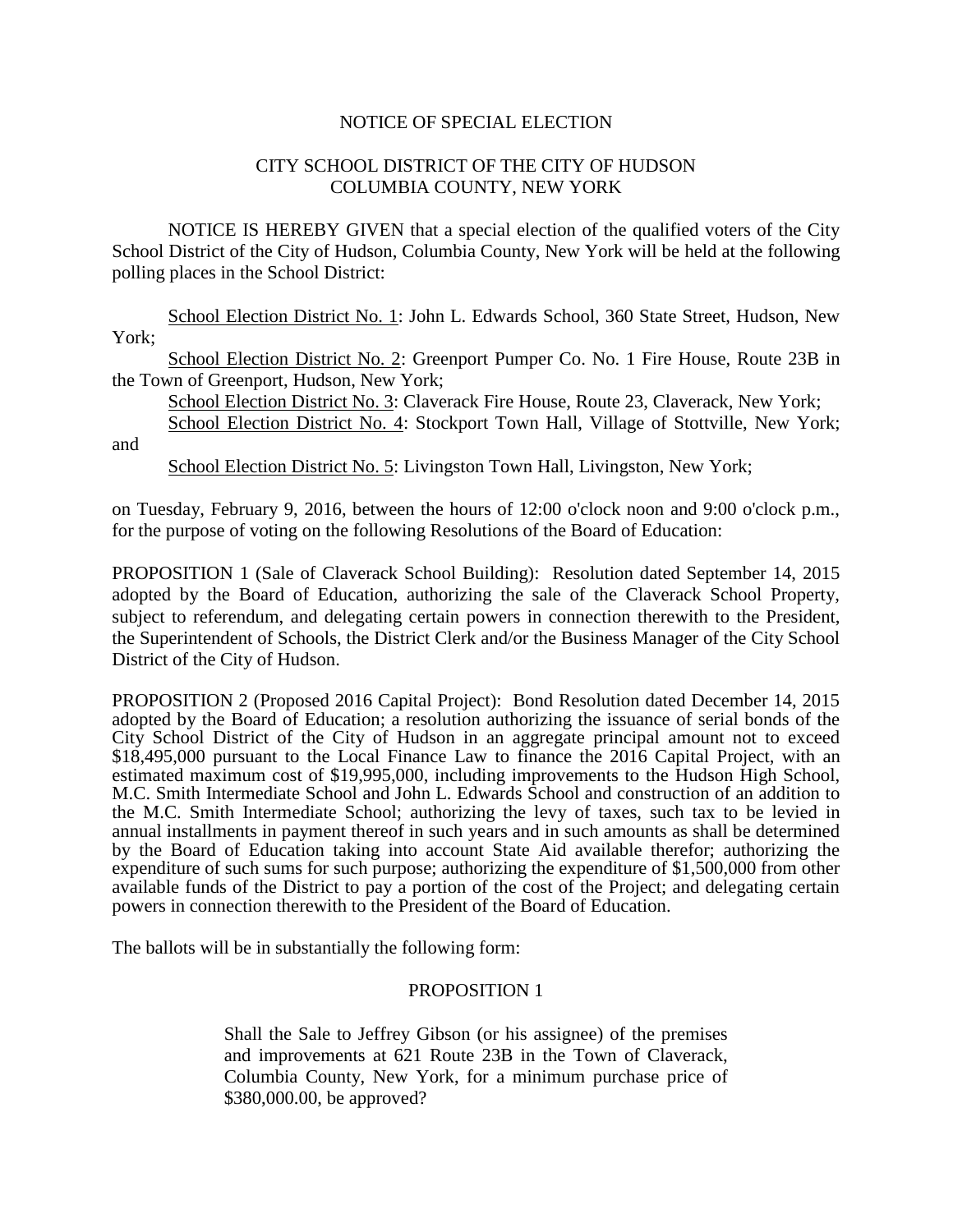# NOTICE OF SPECIAL ELECTION

## CITY SCHOOL DISTRICT OF THE CITY OF HUDSON
## COLUMBIA COUNTY, NEW YORK

NOTICE IS HEREBY GIVEN that a special election of the qualified voters of the City School District of the City of Hudson, Columbia County, New York will be held at the following polling places in the School District:

School Election District No. 1: John L. Edwards School, 360 State Street, Hudson, New York;

School Election District No. 2: Greenport Pumper Co. No. 1 Fire House, Route 23B in the Town of Greenport, Hudson, New York;

School Election District No. 3: Claverack Fire House, Route 23, Claverack, New York;

School Election District No. 4: Stockport Town Hall, Village of Stottville, New York; and

School Election District No. 5: Livingston Town Hall, Livingston, New York;

on Tuesday, February 9, 2016, between the hours of 12:00 o'clock noon and 9:00 o'clock p.m., for the purpose of voting on the following Resolutions of the Board of Education:

PROPOSITION 1 (Sale of Claverack School Building): Resolution dated September 14, 2015 adopted by the Board of Education, authorizing the sale of the Claverack School Property, subject to referendum, and delegating certain powers in connection therewith to the President, the Superintendent of Schools, the District Clerk and/or the Business Manager of the City School District of the City of Hudson.

PROPOSITION 2 (Proposed 2016 Capital Project): Bond Resolution dated December 14, 2015 adopted by the Board of Education; a resolution authorizing the issuance of serial bonds of the City School District of the City of Hudson in an aggregate principal amount not to exceed $18,495,000 pursuant to the Local Finance Law to finance the 2016 Capital Project, with an estimated maximum cost of $19,995,000, including improvements to the Hudson High School, M.C. Smith Intermediate School and John L. Edwards School and construction of an addition to the M.C. Smith Intermediate School; authorizing the levy of taxes, such tax to be levied in annual installments in payment thereof in such years and in such amounts as shall be determined by the Board of Education taking into account State Aid available therefor; authorizing the expenditure of such sums for such purpose; authorizing the expenditure of $1,500,000 from other available funds of the District to pay a portion of the cost of the Project; and delegating certain powers in connection therewith to the President of the Board of Education.

The ballots will be in substantially the following form:

### PROPOSITION 1

> Shall the Sale to Jeffrey Gibson (or his assignee) of the premises and improvements at 621 Route 23B in the Town of Claverack, Columbia County, New York, for a minimum purchase price of $380,000.00, be approved?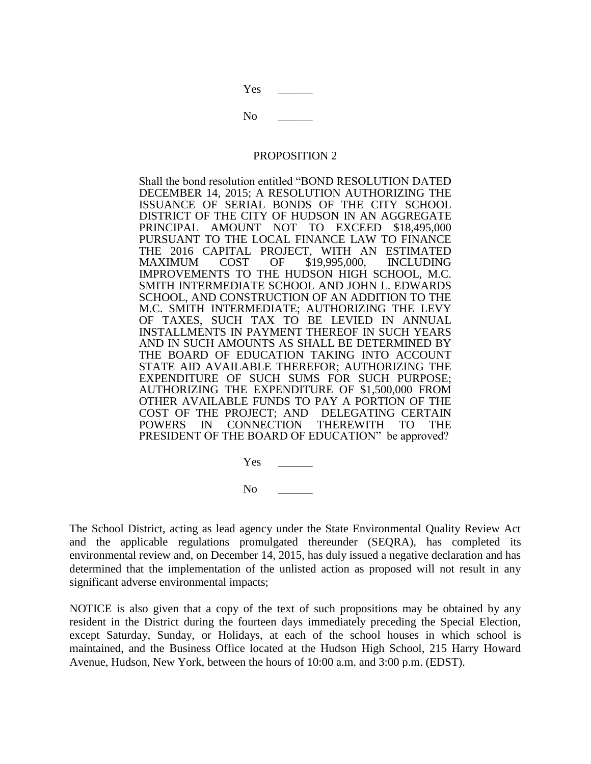Yes ______

No ______

PROPOSITION 2

Shall the bond resolution entitled "BOND RESOLUTION DATED DECEMBER 14, 2015; A RESOLUTION AUTHORIZING THE ISSUANCE OF SERIAL BONDS OF THE CITY SCHOOL DISTRICT OF THE CITY OF HUDSON IN AN AGGREGATE PRINCIPAL AMOUNT NOT TO EXCEED $18,495,000 PURSUANT TO THE LOCAL FINANCE LAW TO FINANCE THE 2016 CAPITAL PROJECT, WITH AN ESTIMATED MAXIMUM COST OF $19,995,000, INCLUDING IMPROVEMENTS TO THE HUDSON HIGH SCHOOL, M.C. SMITH INTERMEDIATE SCHOOL AND JOHN L. EDWARDS SCHOOL, AND CONSTRUCTION OF AN ADDITION TO THE M.C. SMITH INTERMEDIATE; AUTHORIZING THE LEVY OF TAXES, SUCH TAX TO BE LEVIED IN ANNUAL INSTALLMENTS IN PAYMENT THEREOF IN SUCH YEARS AND IN SUCH AMOUNTS AS SHALL BE DETERMINED BY THE BOARD OF EDUCATION TAKING INTO ACCOUNT STATE AID AVAILABLE THEREFOR; AUTHORIZING THE EXPENDITURE OF SUCH SUMS FOR SUCH PURPOSE; AUTHORIZING THE EXPENDITURE OF $1,500,000 FROM OTHER AVAILABLE FUNDS TO PAY A PORTION OF THE COST OF THE PROJECT; AND DELEGATING CERTAIN POWERS IN CONNECTION THEREWITH TO THE PRESIDENT OF THE BOARD OF EDUCATION" be approved?

Yes ______

No ______

The School District, acting as lead agency under the State Environmental Quality Review Act and the applicable regulations promulgated thereunder (SEQRA), has completed its environmental review and, on December 14, 2015, has duly issued a negative declaration and has determined that the implementation of the unlisted action as proposed will not result in any significant adverse environmental impacts;

NOTICE is also given that a copy of the text of such propositions may be obtained by any resident in the District during the fourteen days immediately preceding the Special Election, except Saturday, Sunday, or Holidays, at each of the school houses in which school is maintained, and the Business Office located at the Hudson High School, 215 Harry Howard Avenue, Hudson, New York, between the hours of 10:00 a.m. and 3:00 p.m. (EDST).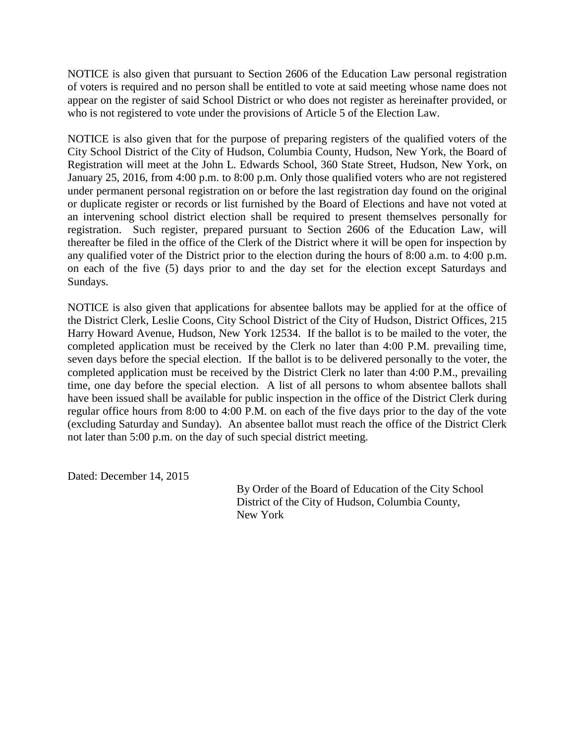NOTICE is also given that pursuant to Section 2606 of the Education Law personal registration of voters is required and no person shall be entitled to vote at said meeting whose name does not appear on the register of said School District or who does not register as hereinafter provided, or who is not registered to vote under the provisions of Article 5 of the Election Law.

NOTICE is also given that for the purpose of preparing registers of the qualified voters of the City School District of the City of Hudson, Columbia County, Hudson, New York, the Board of Registration will meet at the John L. Edwards School, 360 State Street, Hudson, New York, on January 25, 2016, from 4:00 p.m. to 8:00 p.m. Only those qualified voters who are not registered under permanent personal registration on or before the last registration day found on the original or duplicate register or records or list furnished by the Board of Elections and have not voted at an intervening school district election shall be required to present themselves personally for registration. Such register, prepared pursuant to Section 2606 of the Education Law, will thereafter be filed in the office of the Clerk of the District where it will be open for inspection by any qualified voter of the District prior to the election during the hours of 8:00 a.m. to 4:00 p.m. on each of the five (5) days prior to and the day set for the election except Saturdays and Sundays.

NOTICE is also given that applications for absentee ballots may be applied for at the office of the District Clerk, Leslie Coons, City School District of the City of Hudson, District Offices, 215 Harry Howard Avenue, Hudson, New York 12534. If the ballot is to be mailed to the voter, the completed application must be received by the Clerk no later than 4:00 P.M. prevailing time, seven days before the special election. If the ballot is to be delivered personally to the voter, the completed application must be received by the District Clerk no later than 4:00 P.M., prevailing time, one day before the special election. A list of all persons to whom absentee ballots shall have been issued shall be available for public inspection in the office of the District Clerk during regular office hours from 8:00 to 4:00 P.M. on each of the five days prior to the day of the vote (excluding Saturday and Sunday). An absentee ballot must reach the office of the District Clerk not later than 5:00 p.m. on the day of such special district meeting.

Dated: December 14, 2015

By Order of the Board of Education of the City School District of the City of Hudson, Columbia County, New York